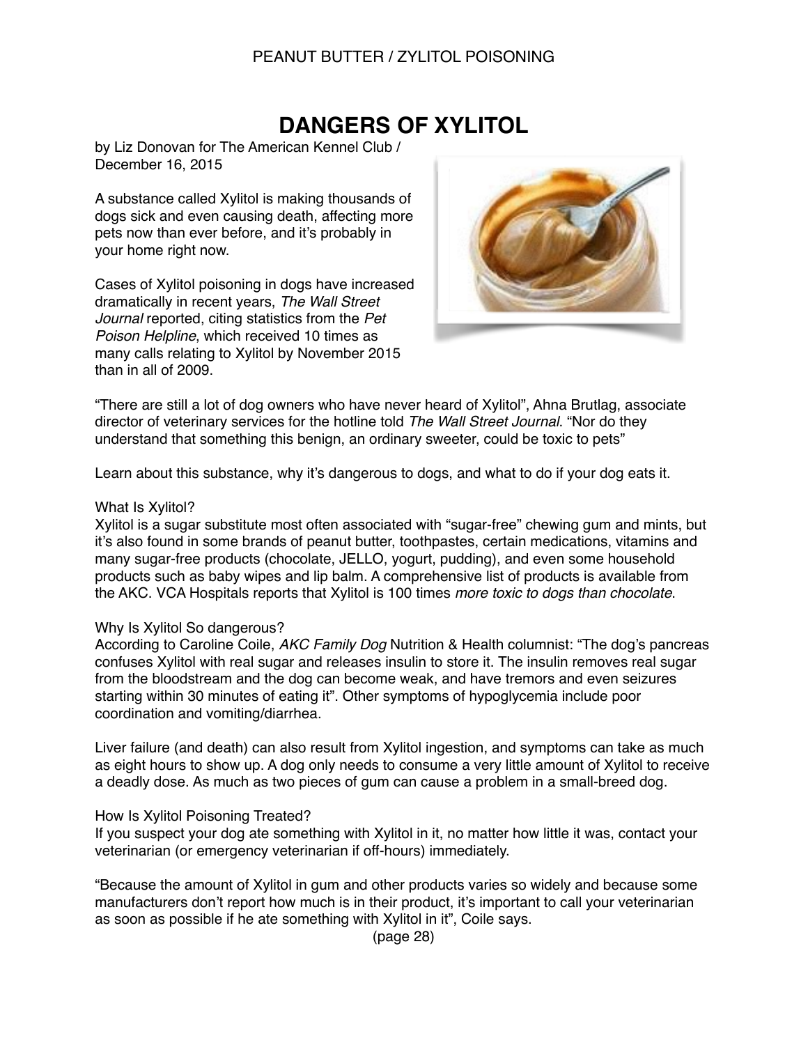# DANGERS OF XYLITOL

by Liz Donovan for The American Kennel Club / December 16, 2015

A substance called Xylitol is making thousands of dogs sick and even causing death, affecting more pets now than ever before, and it's probably in your home right now.

Cases of Xylitol poisoning in dogs have increased dramatically in recent years, *The Wall Street Journal* reported, citing statistics from the *Pet Poison Helpline*, which received 10 times as many calls relating to Xylitol by November 2015 than in all of 2009.

"There are still a lot of dog owners who have never heard of Xylitol", Ahna Brutlag, associate director of veterinary services for the hotline told *The Wall Street Journal*. "Nor do they understand that something this benign, an ordinary sweeter, could be toxic to pets"

Learn about this substance, why it's dangerous to dogs, and what to do if your dog eats it.

What Is Xylitol?
Xylitol is a sugar substitute most often associated with "sugar-free" chewing gum and mints, but it's also found in some brands of peanut butter, toothpastes, certain medications, vitamins and many sugar-free products (chocolate, JELLO, yogurt, pudding), and even some household products such as baby wipes and lip balm. A comprehensive list of products is available from the AKC. VCA Hospitals reports that Xylitol is 100 times *more toxic to dogs than chocolate*.

Why Is Xylitol So dangerous?
According to Caroline Coile, *AKC Family Dog* Nutrition & Health columnist: "The dog's pancreas confuses Xylitol with real sugar and releases insulin to store it. The insulin removes real sugar from the bloodstream and the dog can become weak, and have tremors and even seizures starting within 30 minutes of eating it". Other symptoms of hypoglycemia include poor coordination and vomiting/diarrhea.

Liver failure (and death) can also result from Xylitol ingestion, and symptoms can take as much as eight hours to show up. A dog only needs to consume a very little amount of Xylitol to receive a deadly dose. As much as two pieces of gum can cause a problem in a small-breed dog.

How Is Xylitol Poisoning Treated?
If you suspect your dog ate something with Xylitol in it, no matter how little it was, contact your veterinarian (or emergency veterinarian if off-hours) immediately.

"Because the amount of Xylitol in gum and other products varies so widely and because some manufacturers don't report how much is in their product, it's important to call your veterinarian as soon as possible if he ate something with Xylitol in it", Coile says.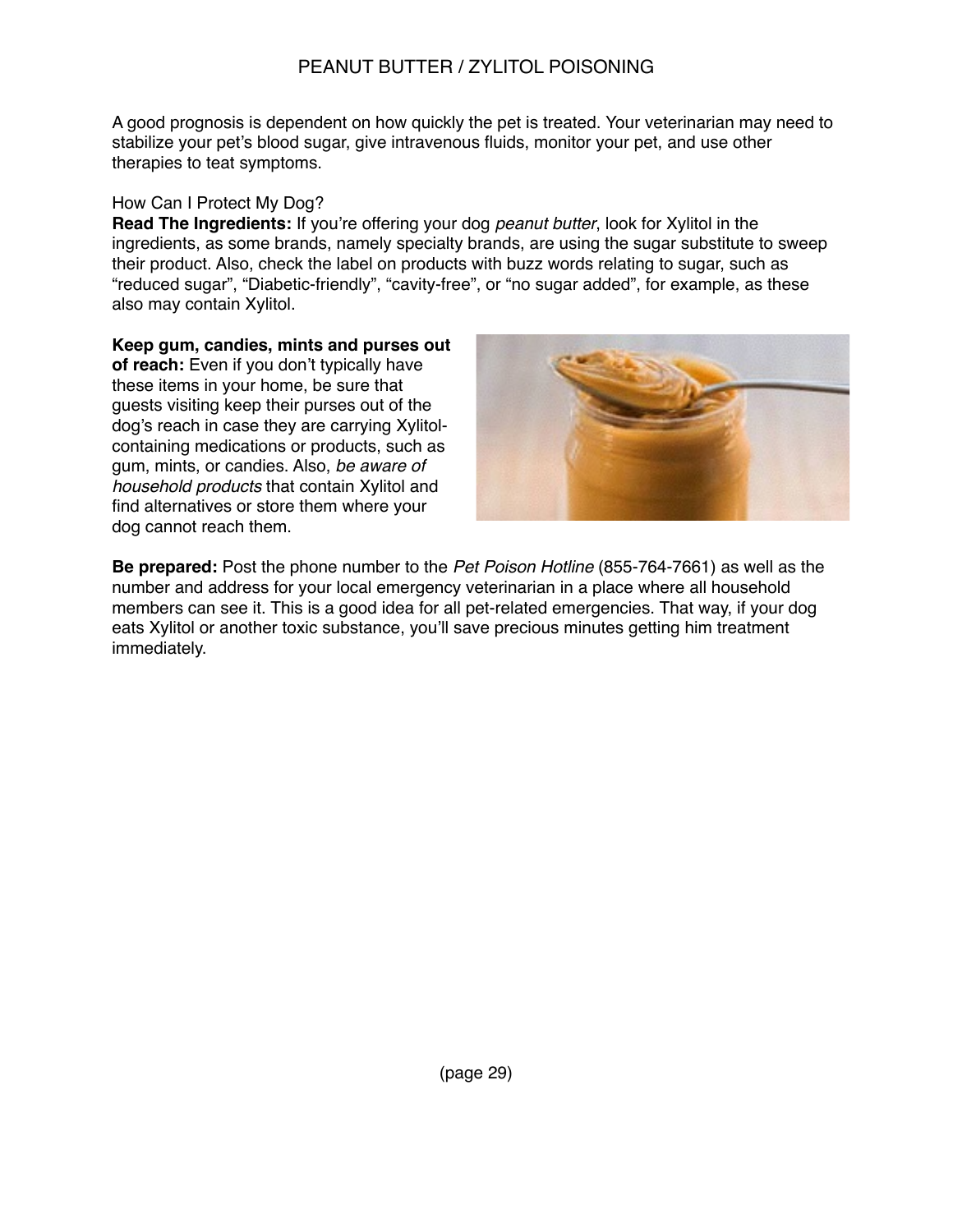A good prognosis is dependent on how quickly the pet is treated. Your veterinarian may need to stabilize your pet's blood sugar, give intravenous fluids, monitor your pet, and use other therapies to teat symptoms.

How Can I Protect My Dog?

**Read The Ingredients:** If you're offering your dog *peanut butter*, look for Xylitol in the ingredients, as some brands, namely specialty brands, are using the sugar substitute to sweep their product. Also, check the label on products with buzz words relating to sugar, such as "reduced sugar", "Diabetic-friendly", "cavity-free", or "no sugar added", for example, as these also may contain Xylitol.

**Keep gum, candies, mints and purses out of reach:** Even if you don't typically have these items in your home, be sure that guests visiting keep their purses out of the dog's reach in case they are carrying Xylitol-containing medications or products, such as gum, mints, or candies. Also, *be aware of household products* that contain Xylitol and find alternatives or store them where your dog cannot reach them.

**Be prepared:** Post the phone number to the *Pet Poison Hotline* (855-764-7661) as well as the number and address for your local emergency veterinarian in a place where all household members can see it. This is a good idea for all pet-related emergencies. That way, if your dog eats Xylitol or another toxic substance, you'll save precious minutes getting him treatment immediately.